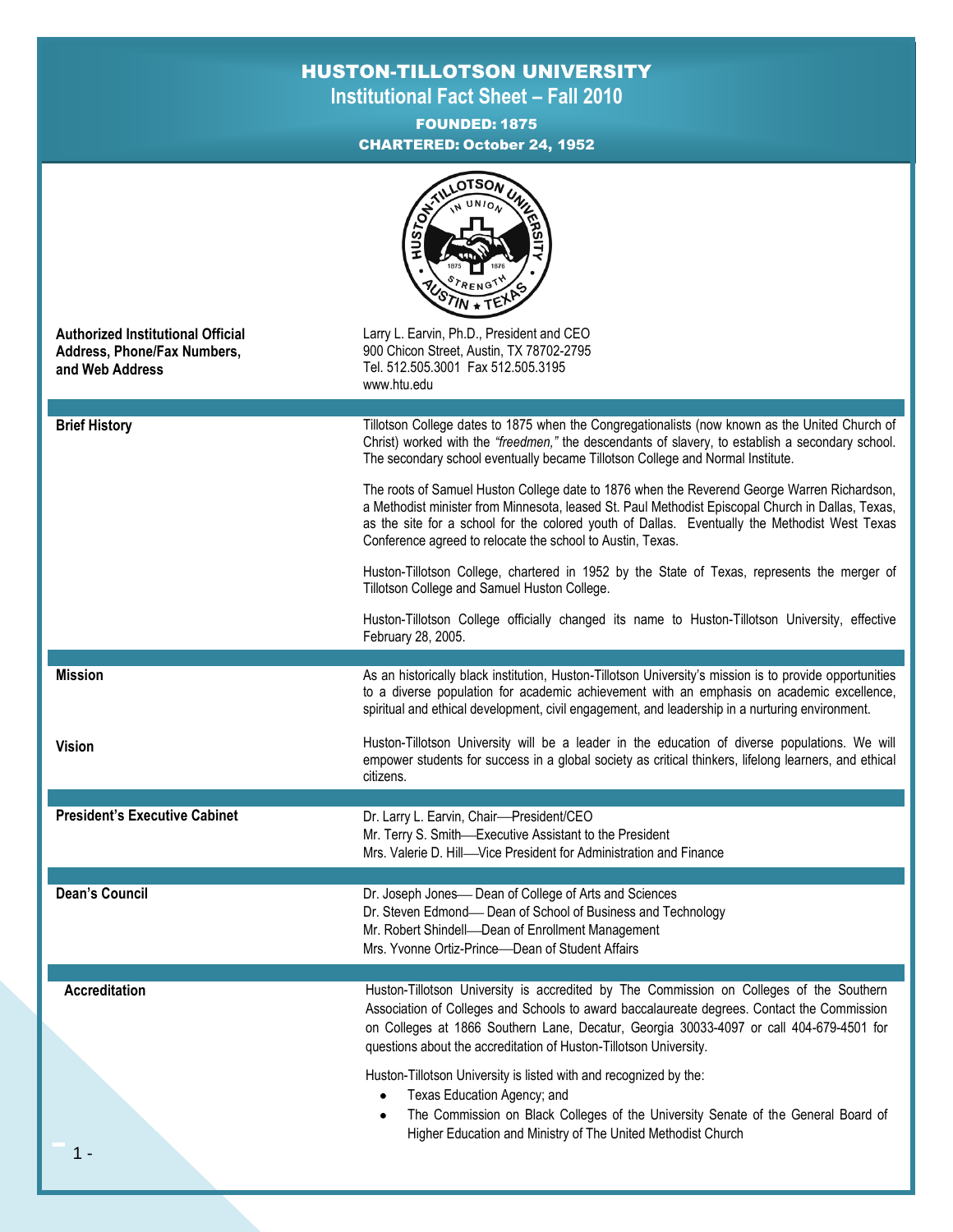# HUSTON-TILLOTSON UNIVERSITY

## Institutional Fact Sheet – Fall 2010

**FOUNDED: 1875**

**CHARTERED: October 24, 1952**

| | |
|---|---|
| **Authorized Institutional Official Address, Phone/Fax Numbers, and Web Address** | Larry L. Earvin, Ph.D., President and CEO<br>900 Chicon Street, Austin, TX 78702-2795<br>Tel. 512.505.3001 Fax 512.505.3195<br>www.htu.edu |
| **Brief History** | Tillotson College dates to 1875 when the Congregationalists (now known as the United Church of Christ) worked with the *"freedmen,"* the descendants of slavery, to establish a secondary school. The secondary school eventually became Tillotson College and Normal Institute.<br><br>The roots of Samuel Huston College date to 1876 when the Reverend George Warren Richardson, a Methodist minister from Minnesota, leased St. Paul Methodist Episcopal Church in Dallas, Texas, as the site for a school for the colored youth of Dallas. Eventually the Methodist West Texas Conference agreed to relocate the school to Austin, Texas.<br><br>Huston-Tillotson College, chartered in 1952 by the State of Texas, represents the merger of Tillotson College and Samuel Huston College.<br><br>Huston-Tillotson College officially changed its name to Huston-Tillotson University, effective February 28, 2005. |
| **Mission** | As an historically black institution, Huston-Tillotson University's mission is to provide opportunities to a diverse population for academic achievement with an emphasis on academic excellence, spiritual and ethical development, civil engagement, and leadership in a nurturing environment. |
| **Vision** | Huston-Tillotson University will be a leader in the education of diverse populations. We will empower students for success in a global society as critical thinkers, lifelong learners, and ethical citizens. |
| **President's Executive Cabinet** | Dr. Larry L. Earvin, Chair—President/CEO<br>Mr. Terry S. Smith—Executive Assistant to the President<br>Mrs. Valerie D. Hill—Vice President for Administration and Finance |
| **Dean's Council** | Dr. Joseph Jones— Dean of College of Arts and Sciences<br>Dr. Steven Edmond— Dean of School of Business and Technology<br>Mr. Robert Shindell—Dean of Enrollment Management<br>Mrs. Yvonne Ortiz-Prince—Dean of Student Affairs |
| **Accreditation** | Huston-Tillotson University is accredited by The Commission on Colleges of the Southern Association of Colleges and Schools to award baccalaureate degrees. Contact the Commission on Colleges at 1866 Southern Lane, Decatur, Georgia 30033-4097 or call 404-679-4501 for questions about the accreditation of Huston-Tillotson University.<br><br>Huston-Tillotson University is listed with and recognized by the:<br>• Texas Education Agency; and<br>• The Commission on Black Colleges of the University Senate of the General Board of Higher Education and Ministry of The United Methodist Church |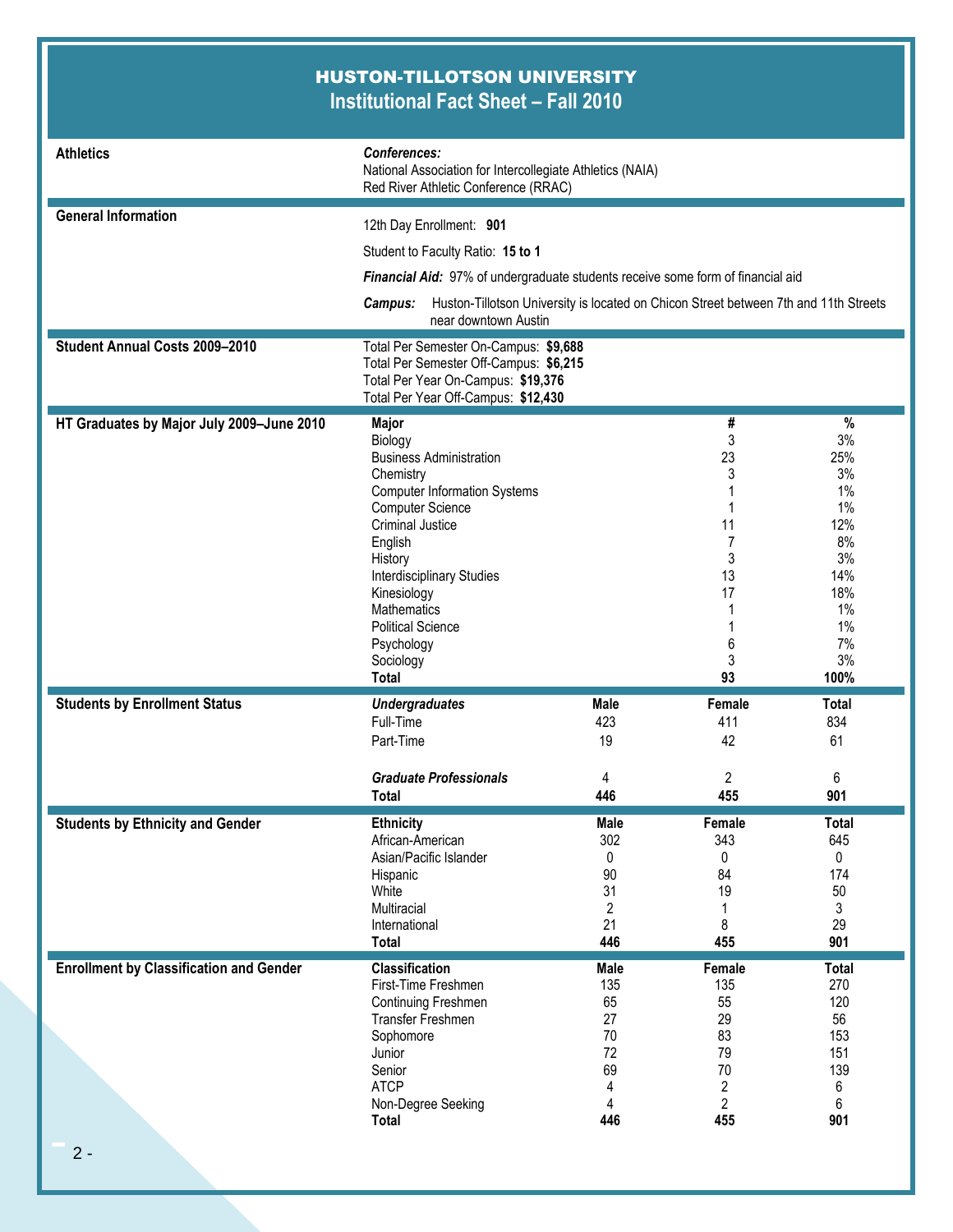# HUSTON-TILLOTSON UNIVERSITY
## Institutional Fact Sheet – Fall 2010

### Athletics

***Conferences:***
National Association for Intercollegiate Athletics (NAIA)
Red River Athletic Conference (RRAC)

### General Information

12th Day Enrollment: **901**

Student to Faculty Ratio: **15 to 1**

***Financial Aid:*** 97% of undergraduate students receive some form of financial aid

***Campus:*** Huston-Tillotson University is located on Chicon Street between 7th and 11th Streets near downtown Austin

### Student Annual Costs 2009–2010

Total Per Semester On-Campus: **$9,688**
Total Per Semester Off-Campus: **$6,215**
Total Per Year On-Campus: **$19,376**
Total Per Year Off-Campus: **$12,430**

### HT Graduates by Major July 2009–June 2010

| Major | # | % |
|---|---|---|
| Biology | 3 | 3% |
| Business Administration | 23 | 25% |
| Chemistry | 3 | 3% |
| Computer Information Systems | 1 | 1% |
| Computer Science | 1 | 1% |
| Criminal Justice | 11 | 12% |
| English | 7 | 8% |
| History | 3 | 3% |
| Interdisciplinary Studies | 13 | 14% |
| Kinesiology | 17 | 18% |
| Mathematics | 1 | 1% |
| Political Science | 1 | 1% |
| Psychology | 6 | 7% |
| Sociology | 3 | 3% |
| **Total** | **93** | **100%** |

### Students by Enrollment Status

| ***Undergraduates*** | Male | Female | Total |
|---|---|---|---|
| Full-Time | 423 | 411 | 834 |
| Part-Time | 19 | 42 | 61 |
| ***Graduate Professionals*** | 4 | 2 | 6 |
| **Total** | **446** | **455** | **901** |

### Students by Ethnicity and Gender

| Ethnicity | Male | Female | Total |
|---|---|---|---|
| African-American | 302 | 343 | 645 |
| Asian/Pacific Islander | 0 | 0 | 0 |
| Hispanic | 90 | 84 | 174 |
| White | 31 | 19 | 50 |
| Multiracial | 2 | 1 | 3 |
| International | 21 | 8 | 29 |
| **Total** | **446** | **455** | **901** |

### Enrollment by Classification and Gender

| Classification | Male | Female | Total |
|---|---|---|---|
| First-Time Freshmen | 135 | 135 | 270 |
| Continuing Freshmen | 65 | 55 | 120 |
| Transfer Freshmen | 27 | 29 | 56 |
| Sophomore | 70 | 83 | 153 |
| Junior | 72 | 79 | 151 |
| Senior | 69 | 70 | 139 |
| ATCP | 4 | 2 | 6 |
| Non-Degree Seeking | 4 | 2 | 6 |
| **Total** | **446** | **455** | **901** |